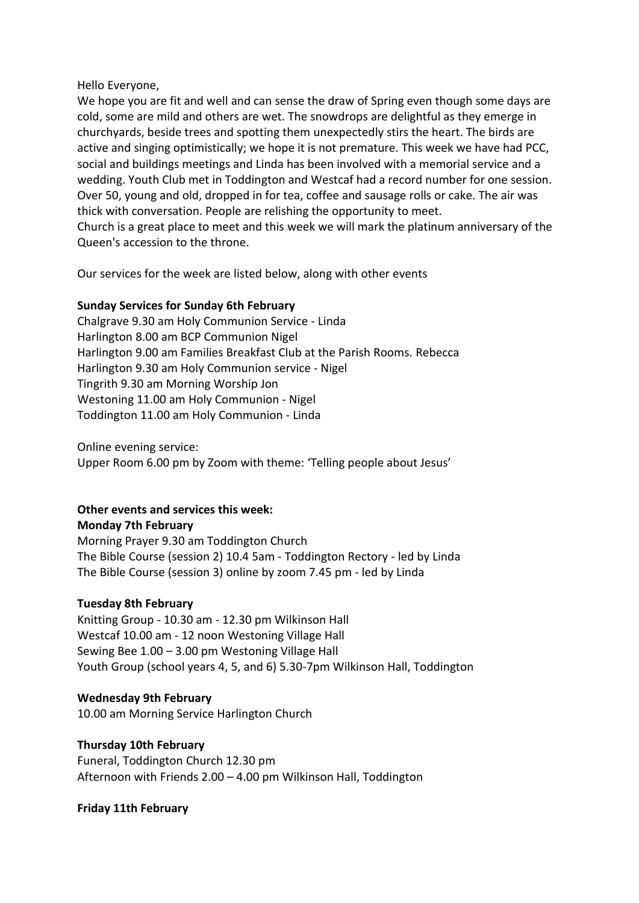Hello Everyone,

We hope you are fit and well and can sense the draw of Spring even though some days are cold, some are mild and others are wet. The snowdrops are delightful as they emerge in churchyards, beside trees and spotting them unexpectedly stirs the heart. The birds are active and singing optimistically; we hope it is not premature. This week we have had PCC, social and buildings meetings and Linda has been involved with a memorial service and a wedding. Youth Club met in Toddington and Westcaf had a record number for one session. Over 50, young and old, dropped in for tea, coffee and sausage rolls or cake. The air was thick with conversation. People are relishing the opportunity to meet.

Church is a great place to meet and this week we will mark the platinum anniversary of the Queen's accession to the throne.

Our services for the week are listed below, along with other events

**Sunday Services for Sunday 6th February**

Chalgrave 9.30 am Holy Communion Service - Linda
Harlington 8.00 am BCP Communion Nigel
Harlington 9.00 am Families Breakfast Club at the Parish Rooms. Rebecca
Harlington 9.30 am Holy Communion service - Nigel
Tingrith 9.30 am Morning Worship Jon
Westoning 11.00 am Holy Communion - Nigel
Toddington 11.00 am Holy Communion - Linda

Online evening service:
Upper Room 6.00 pm by Zoom with theme: 'Telling people about Jesus'

**Other events and services this week:**

**Monday 7th February**

Morning Prayer 9.30 am Toddington Church
The Bible Course (session 2) 10.4 5am - Toddington Rectory - led by Linda
The Bible Course (session 3) online by zoom 7.45 pm - led by Linda

**Tuesday 8th February**

Knitting Group - 10.30 am - 12.30 pm Wilkinson Hall
Westcaf 10.00 am - 12 noon Westoning Village Hall
Sewing Bee 1.00 – 3.00 pm Westoning Village Hall
Youth Group (school years 4, 5, and 6) 5.30-7pm Wilkinson Hall, Toddington

**Wednesday 9th February**

10.00 am Morning Service Harlington Church

**Thursday 10th February**

Funeral, Toddington Church 12.30 pm
Afternoon with Friends 2.00 – 4.00 pm Wilkinson Hall, Toddington

**Friday 11th February**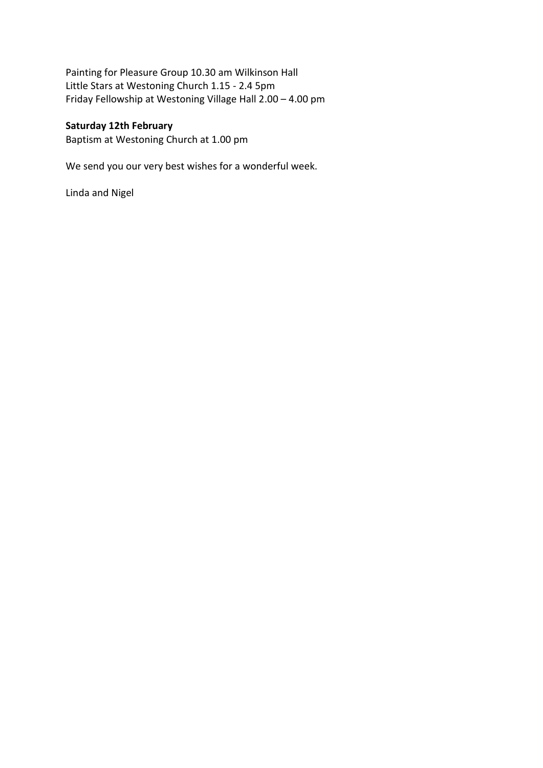Painting for Pleasure Group 10.30 am Wilkinson Hall
Little Stars at Westoning Church 1.15 - 2.4 5pm
Friday Fellowship at Westoning Village Hall 2.00 – 4.00 pm

**Saturday 12th February**
Baptism at Westoning Church at 1.00 pm

We send you our very best wishes for a wonderful week.

Linda and Nigel